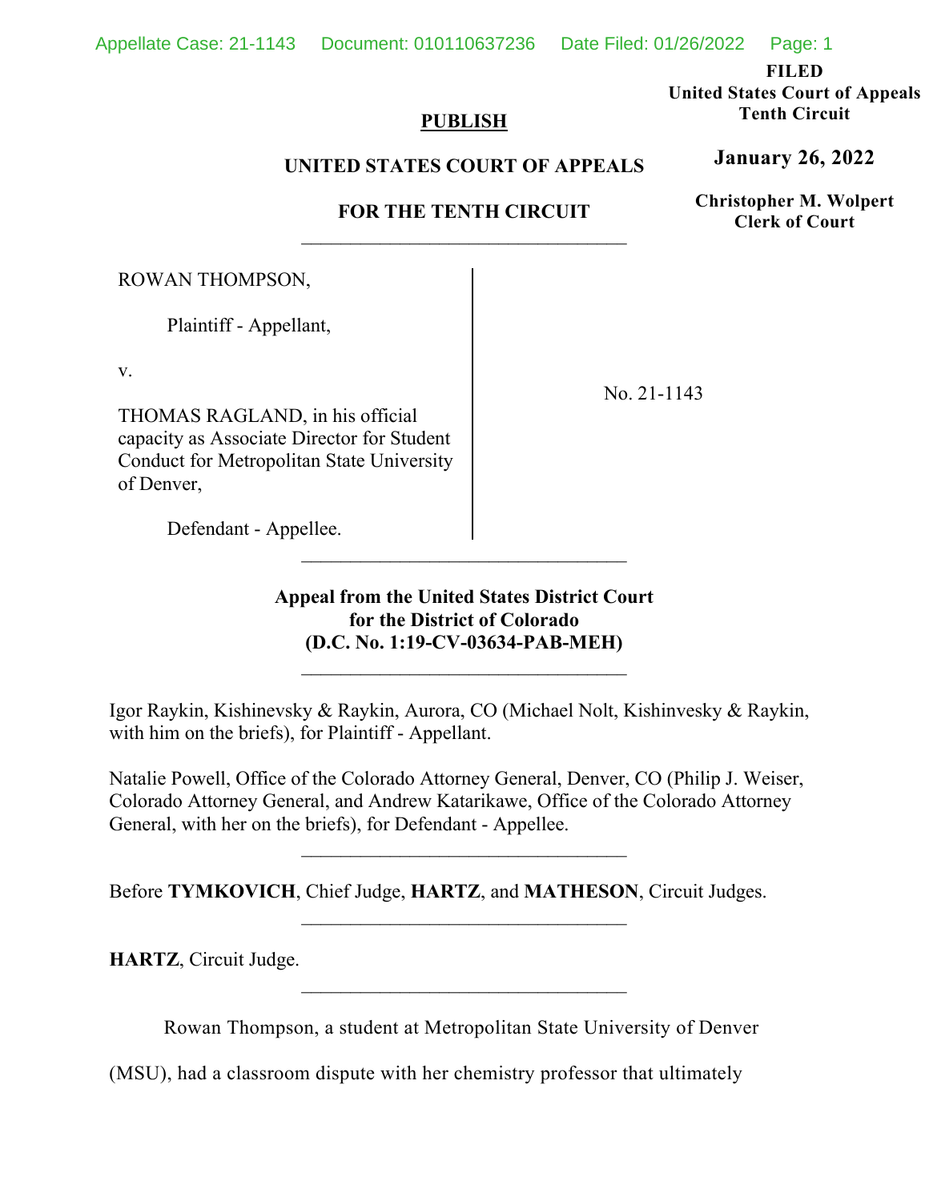**PUBLISH**

**UNITED STATES COURT OF APPEALS**

**FOR THE TENTH CIRCUIT**

**FILED**
**United States Court of Appeals**
**Tenth Circuit**

**January 26, 2022**

**Christopher M. Wolpert**
**Clerk of Court**

---

ROWAN THOMPSON,

Plaintiff - Appellant,

v.

THOMAS RAGLAND, in his official capacity as Associate Director for Student Conduct for Metropolitan State University of Denver,

Defendant - Appellee.

No. 21-1143

---

**Appeal from the United States District Court for the District of Colorado (D.C. No. 1:19-CV-03634-PAB-MEH)**

---

Igor Raykin, Kishinevsky & Raykin, Aurora, CO (Michael Nolt, Kishinvesky & Raykin, with him on the briefs), for Plaintiff - Appellant.

Natalie Powell, Office of the Colorado Attorney General, Denver, CO (Philip J. Weiser, Colorado Attorney General, and Andrew Katarikawe, Office of the Colorado Attorney General, with her on the briefs), for Defendant - Appellee.

---

Before **TYMKOVICH**, Chief Judge, **HARTZ**, and **MATHESON**, Circuit Judges.

---

**HARTZ**, Circuit Judge.

---

Rowan Thompson, a student at Metropolitan State University of Denver (MSU), had a classroom dispute with her chemistry professor that ultimately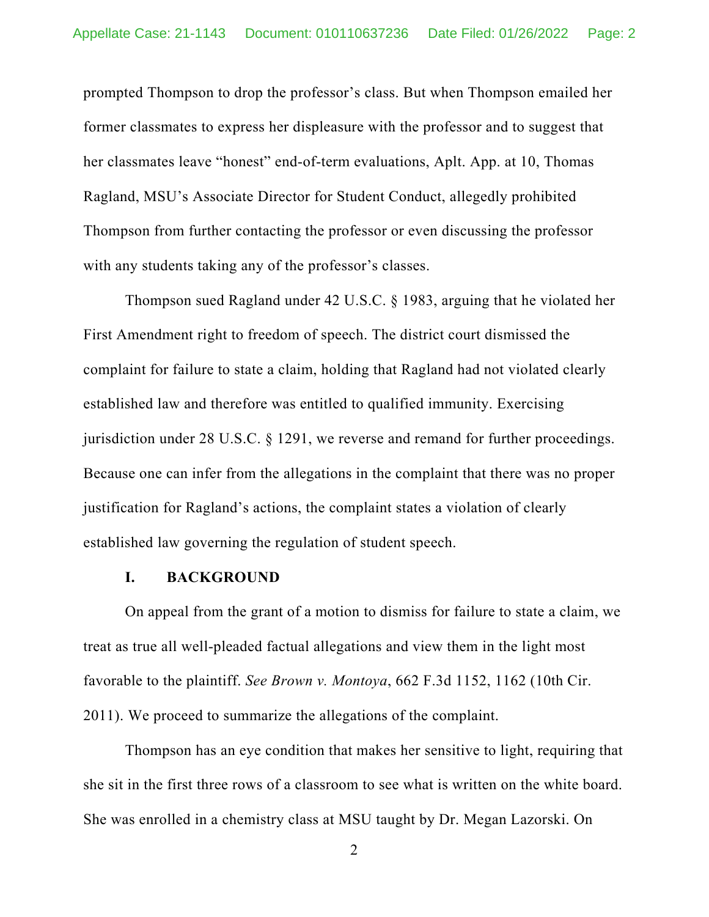prompted Thompson to drop the professor's class. But when Thompson emailed her former classmates to express her displeasure with the professor and to suggest that her classmates leave "honest" end-of-term evaluations, Aplt. App. at 10, Thomas Ragland, MSU's Associate Director for Student Conduct, allegedly prohibited Thompson from further contacting the professor or even discussing the professor with any students taking any of the professor's classes.

Thompson sued Ragland under 42 U.S.C. § 1983, arguing that he violated her First Amendment right to freedom of speech. The district court dismissed the complaint for failure to state a claim, holding that Ragland had not violated clearly established law and therefore was entitled to qualified immunity. Exercising jurisdiction under 28 U.S.C. § 1291, we reverse and remand for further proceedings. Because one can infer from the allegations in the complaint that there was no proper justification for Ragland's actions, the complaint states a violation of clearly established law governing the regulation of student speech.

## I. BACKGROUND

On appeal from the grant of a motion to dismiss for failure to state a claim, we treat as true all well-pleaded factual allegations and view them in the light most favorable to the plaintiff. *See Brown v. Montoya*, 662 F.3d 1152, 1162 (10th Cir. 2011). We proceed to summarize the allegations of the complaint.

Thompson has an eye condition that makes her sensitive to light, requiring that she sit in the first three rows of a classroom to see what is written on the white board. She was enrolled in a chemistry class at MSU taught by Dr. Megan Lazorski. On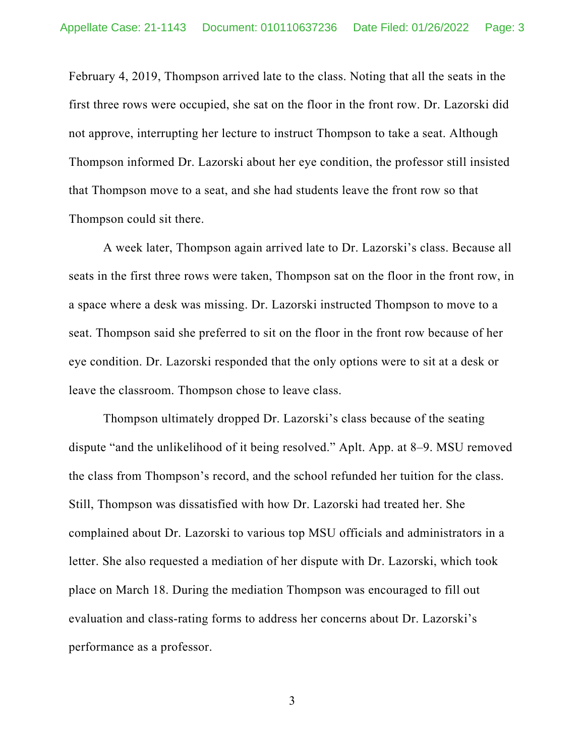February 4, 2019, Thompson arrived late to the class. Noting that all the seats in the first three rows were occupied, she sat on the floor in the front row. Dr. Lazorski did not approve, interrupting her lecture to instruct Thompson to take a seat. Although Thompson informed Dr. Lazorski about her eye condition, the professor still insisted that Thompson move to a seat, and she had students leave the front row so that Thompson could sit there.

A week later, Thompson again arrived late to Dr. Lazorski's class. Because all seats in the first three rows were taken, Thompson sat on the floor in the front row, in a space where a desk was missing. Dr. Lazorski instructed Thompson to move to a seat. Thompson said she preferred to sit on the floor in the front row because of her eye condition. Dr. Lazorski responded that the only options were to sit at a desk or leave the classroom. Thompson chose to leave class.

Thompson ultimately dropped Dr. Lazorski's class because of the seating dispute "and the unlikelihood of it being resolved." Aplt. App. at 8–9. MSU removed the class from Thompson's record, and the school refunded her tuition for the class. Still, Thompson was dissatisfied with how Dr. Lazorski had treated her. She complained about Dr. Lazorski to various top MSU officials and administrators in a letter. She also requested a mediation of her dispute with Dr. Lazorski, which took place on March 18. During the mediation Thompson was encouraged to fill out evaluation and class-rating forms to address her concerns about Dr. Lazorski's performance as a professor.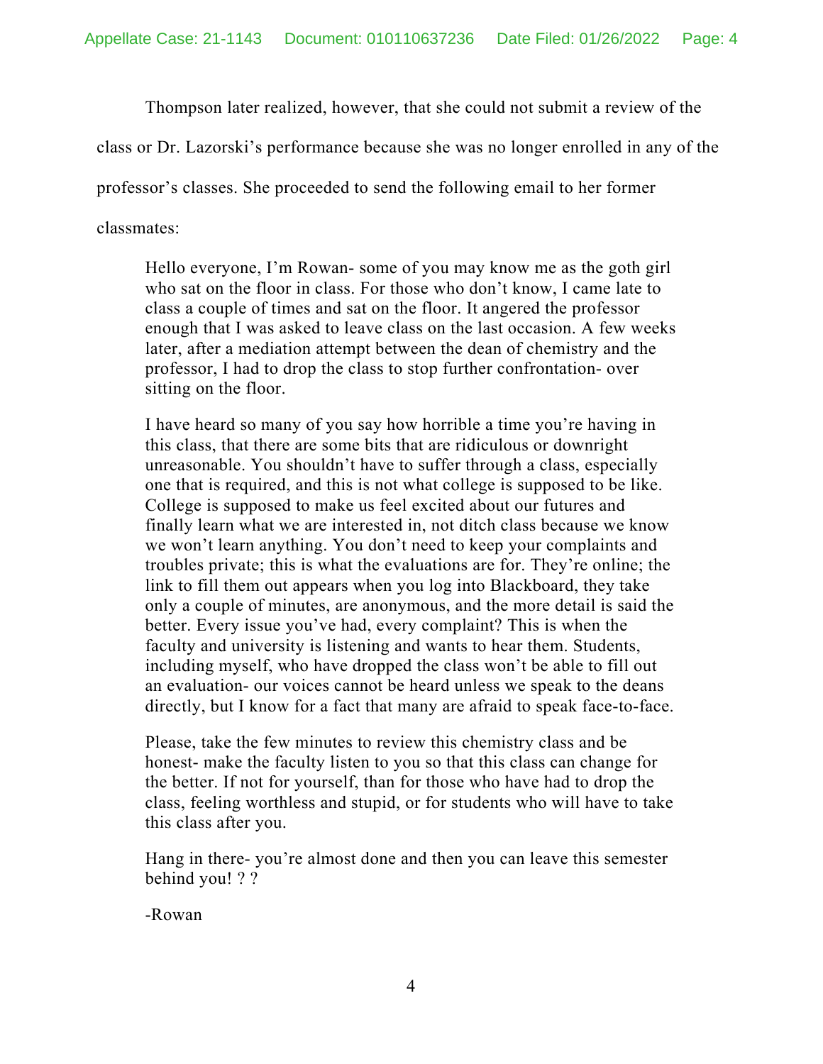Thompson later realized, however, that she could not submit a review of the class or Dr. Lazorski's performance because she was no longer enrolled in any of the professor's classes. She proceeded to send the following email to her former classmates:

> Hello everyone, I'm Rowan- some of you may know me as the goth girl who sat on the floor in class. For those who don't know, I came late to class a couple of times and sat on the floor. It angered the professor enough that I was asked to leave class on the last occasion. A few weeks later, after a mediation attempt between the dean of chemistry and the professor, I had to drop the class to stop further confrontation- over sitting on the floor.
>
> I have heard so many of you say how horrible a time you're having in this class, that there are some bits that are ridiculous or downright unreasonable. You shouldn't have to suffer through a class, especially one that is required, and this is not what college is supposed to be like. College is supposed to make us feel excited about our futures and finally learn what we are interested in, not ditch class because we know we won't learn anything. You don't need to keep your complaints and troubles private; this is what the evaluations are for. They're online; the link to fill them out appears when you log into Blackboard, they take only a couple of minutes, are anonymous, and the more detail is said the better. Every issue you've had, every complaint? This is when the faculty and university is listening and wants to hear them. Students, including myself, who have dropped the class won't be able to fill out an evaluation- our voices cannot be heard unless we speak to the deans directly, but I know for a fact that many are afraid to speak face-to-face.
>
> Please, take the few minutes to review this chemistry class and be honest- make the faculty listen to you so that this class can change for the better. If not for yourself, than for those who have had to drop the class, feeling worthless and stupid, or for students who will have to take this class after you.
>
> Hang in there- you're almost done and then you can leave this semester behind you! ? ?
>
> -Rowan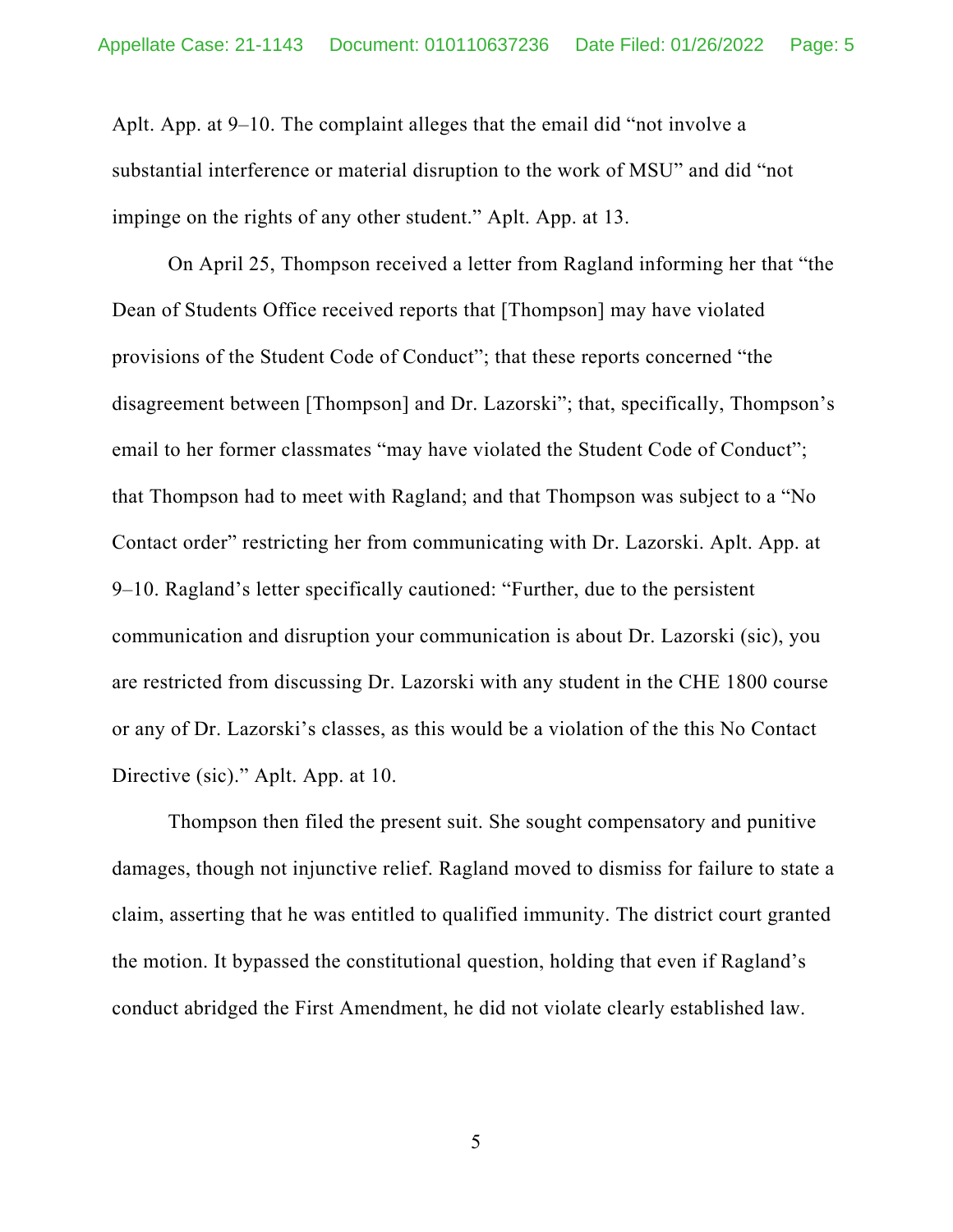Aplt. App. at 9–10. The complaint alleges that the email did "not involve a substantial interference or material disruption to the work of MSU" and did "not impinge on the rights of any other student." Aplt. App. at 13.

On April 25, Thompson received a letter from Ragland informing her that "the Dean of Students Office received reports that [Thompson] may have violated provisions of the Student Code of Conduct"; that these reports concerned "the disagreement between [Thompson] and Dr. Lazorski"; that, specifically, Thompson's email to her former classmates "may have violated the Student Code of Conduct"; that Thompson had to meet with Ragland; and that Thompson was subject to a "No Contact order" restricting her from communicating with Dr. Lazorski. Aplt. App. at 9–10. Ragland's letter specifically cautioned: "Further, due to the persistent communication and disruption your communication is about Dr. Lazorski (sic), you are restricted from discussing Dr. Lazorski with any student in the CHE 1800 course or any of Dr. Lazorski's classes, as this would be a violation of the this No Contact Directive (sic)." Aplt. App. at 10.

Thompson then filed the present suit. She sought compensatory and punitive damages, though not injunctive relief. Ragland moved to dismiss for failure to state a claim, asserting that he was entitled to qualified immunity. The district court granted the motion. It bypassed the constitutional question, holding that even if Ragland's conduct abridged the First Amendment, he did not violate clearly established law.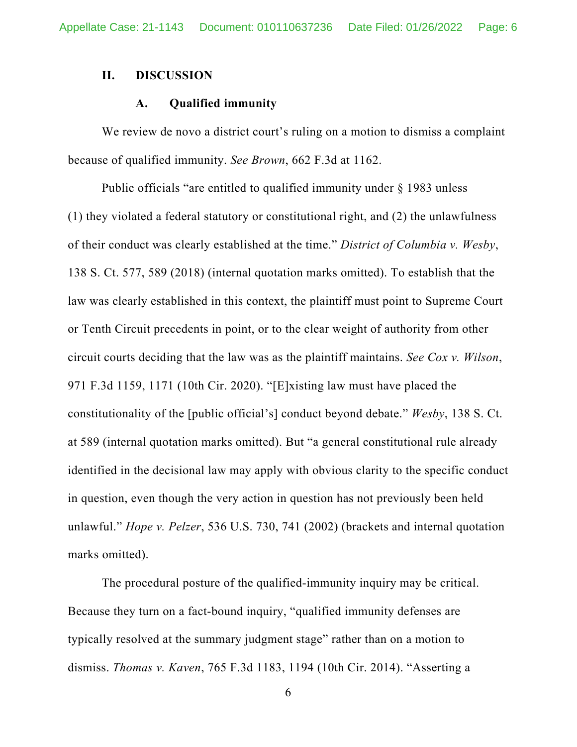## II. DISCUSSION

### A. Qualified immunity

We review de novo a district court's ruling on a motion to dismiss a complaint because of qualified immunity. *See Brown*, 662 F.3d at 1162.

Public officials "are entitled to qualified immunity under § 1983 unless (1) they violated a federal statutory or constitutional right, and (2) the unlawfulness of their conduct was clearly established at the time." *District of Columbia v. Wesby*, 138 S. Ct. 577, 589 (2018) (internal quotation marks omitted). To establish that the law was clearly established in this context, the plaintiff must point to Supreme Court or Tenth Circuit precedents in point, or to the clear weight of authority from other circuit courts deciding that the law was as the plaintiff maintains. *See Cox v. Wilson*, 971 F.3d 1159, 1171 (10th Cir. 2020). "[E]xisting law must have placed the constitutionality of the [public official's] conduct beyond debate." *Wesby*, 138 S. Ct. at 589 (internal quotation marks omitted). But "a general constitutional rule already identified in the decisional law may apply with obvious clarity to the specific conduct in question, even though the very action in question has not previously been held unlawful." *Hope v. Pelzer*, 536 U.S. 730, 741 (2002) (brackets and internal quotation marks omitted).

The procedural posture of the qualified-immunity inquiry may be critical. Because they turn on a fact-bound inquiry, "qualified immunity defenses are typically resolved at the summary judgment stage" rather than on a motion to dismiss. *Thomas v. Kaven*, 765 F.3d 1183, 1194 (10th Cir. 2014). "Asserting a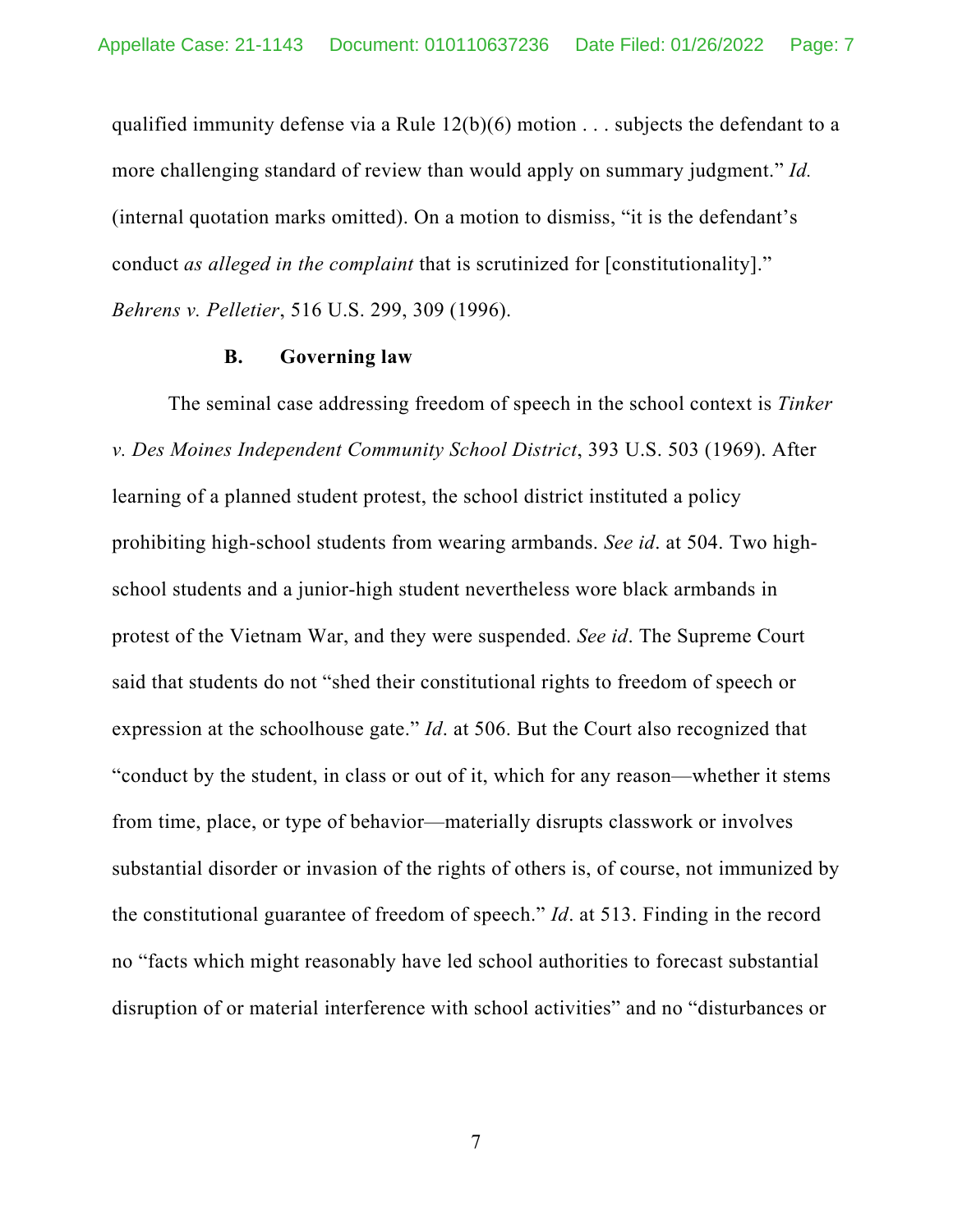qualified immunity defense via a Rule 12(b)(6) motion . . . subjects the defendant to a more challenging standard of review than would apply on summary judgment." *Id.* (internal quotation marks omitted). On a motion to dismiss, "it is the defendant's conduct *as alleged in the complaint* that is scrutinized for [constitutionality]." *Behrens v. Pelletier*, 516 U.S. 299, 309 (1996).

### B. Governing law

The seminal case addressing freedom of speech in the school context is *Tinker v. Des Moines Independent Community School District*, 393 U.S. 503 (1969). After learning of a planned student protest, the school district instituted a policy prohibiting high-school students from wearing armbands. *See id*. at 504. Two high-school students and a junior-high student nevertheless wore black armbands in protest of the Vietnam War, and they were suspended. *See id*. The Supreme Court said that students do not "shed their constitutional rights to freedom of speech or expression at the schoolhouse gate." *Id*. at 506. But the Court also recognized that "conduct by the student, in class or out of it, which for any reason—whether it stems from time, place, or type of behavior—materially disrupts classwork or involves substantial disorder or invasion of the rights of others is, of course, not immunized by the constitutional guarantee of freedom of speech." *Id*. at 513. Finding in the record no "facts which might reasonably have led school authorities to forecast substantial disruption of or material interference with school activities" and no "disturbances or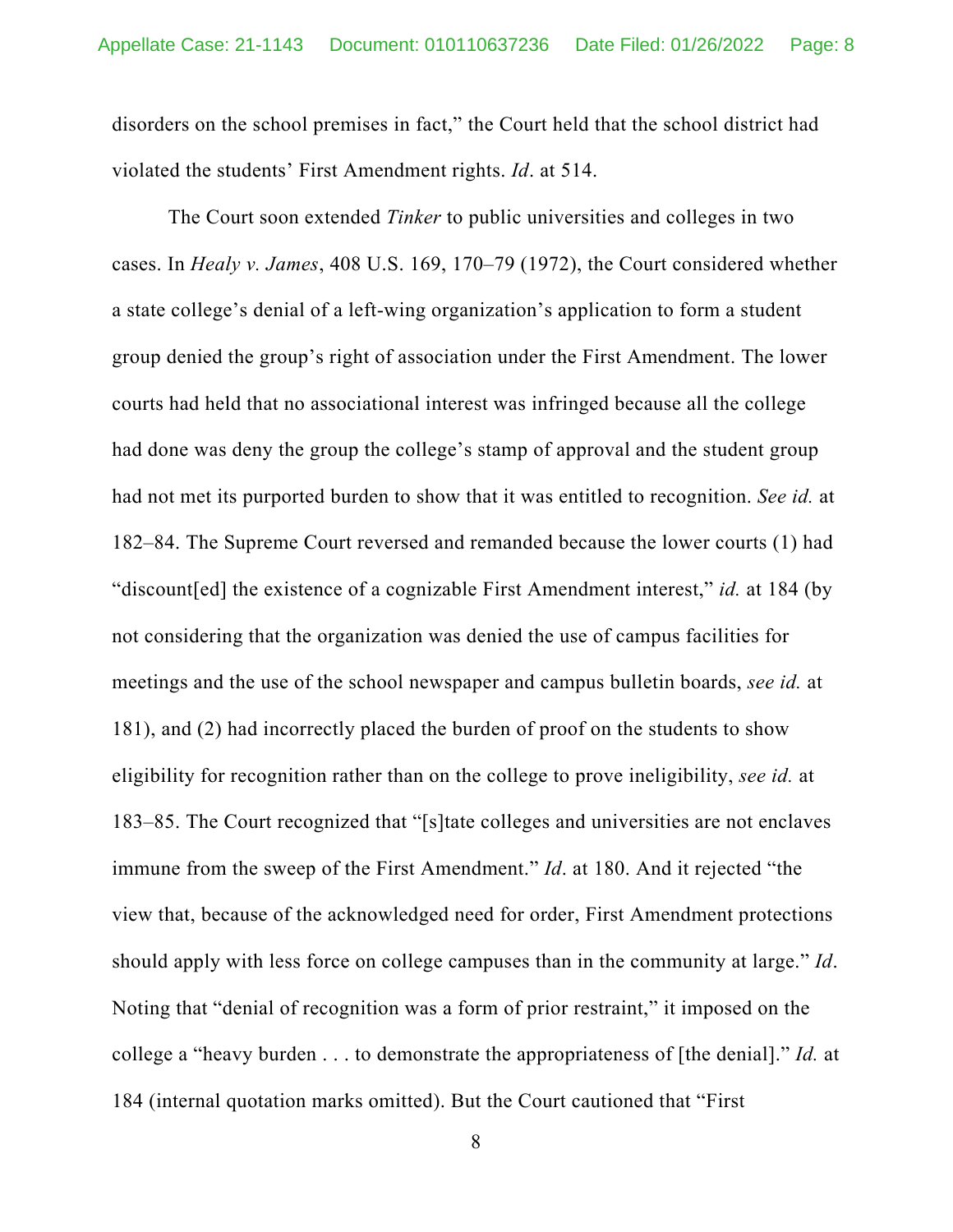disorders on the school premises in fact," the Court held that the school district had violated the students' First Amendment rights. *Id*. at 514.

The Court soon extended *Tinker* to public universities and colleges in two cases. In *Healy v. James*, 408 U.S. 169, 170–79 (1972), the Court considered whether a state college's denial of a left-wing organization's application to form a student group denied the group's right of association under the First Amendment. The lower courts had held that no associational interest was infringed because all the college had done was deny the group the college's stamp of approval and the student group had not met its purported burden to show that it was entitled to recognition. *See id.* at 182–84. The Supreme Court reversed and remanded because the lower courts (1) had "discount[ed] the existence of a cognizable First Amendment interest," *id.* at 184 (by not considering that the organization was denied the use of campus facilities for meetings and the use of the school newspaper and campus bulletin boards, *see id.* at 181), and (2) had incorrectly placed the burden of proof on the students to show eligibility for recognition rather than on the college to prove ineligibility, *see id.* at 183–85. The Court recognized that "[s]tate colleges and universities are not enclaves immune from the sweep of the First Amendment." *Id*. at 180. And it rejected "the view that, because of the acknowledged need for order, First Amendment protections should apply with less force on college campuses than in the community at large." *Id*. Noting that "denial of recognition was a form of prior restraint," it imposed on the college a "heavy burden . . . to demonstrate the appropriateness of [the denial]." *Id.* at 184 (internal quotation marks omitted). But the Court cautioned that "First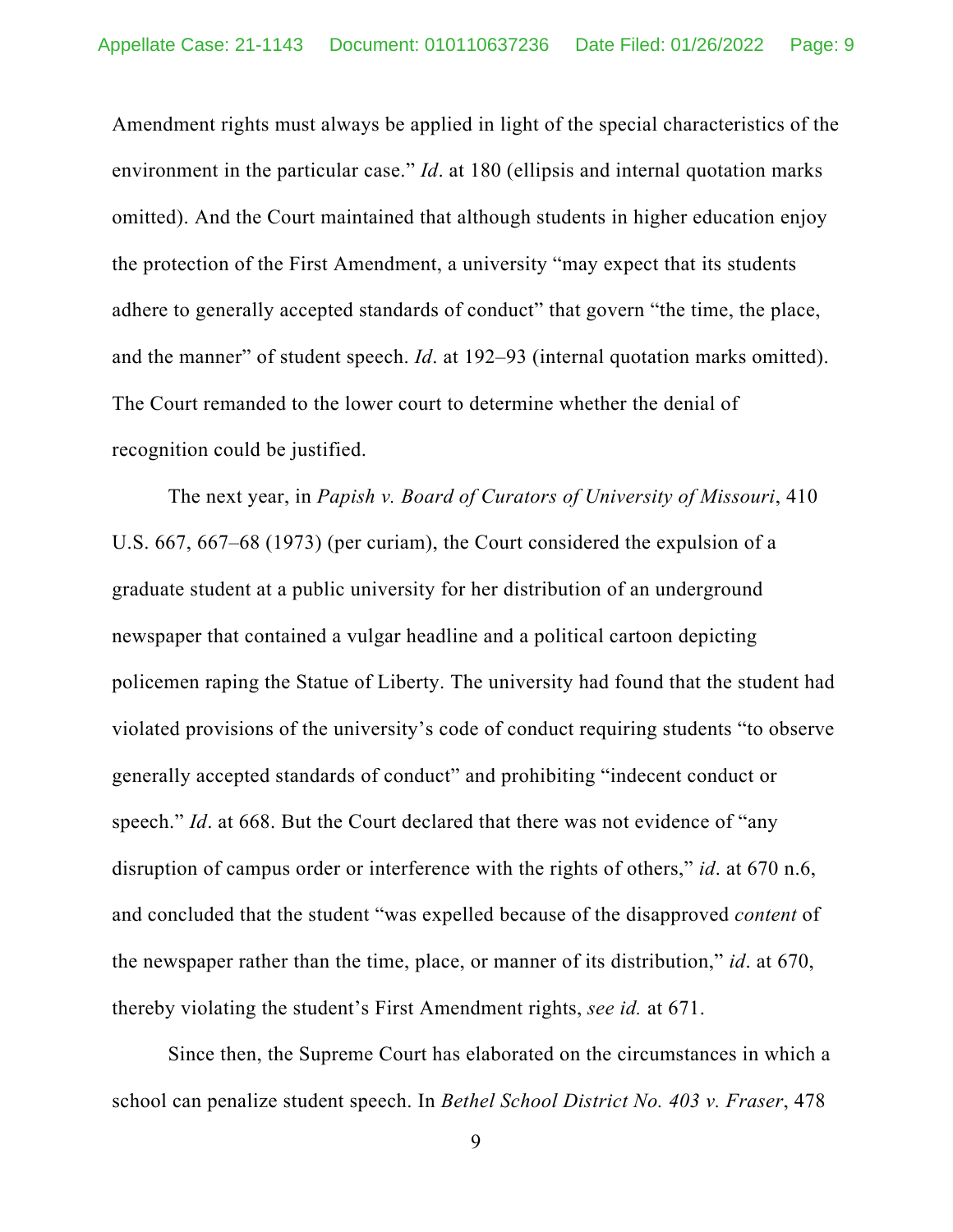Amendment rights must always be applied in light of the special characteristics of the environment in the particular case." *Id*. at 180 (ellipsis and internal quotation marks omitted). And the Court maintained that although students in higher education enjoy the protection of the First Amendment, a university "may expect that its students adhere to generally accepted standards of conduct" that govern "the time, the place, and the manner" of student speech. *Id*. at 192–93 (internal quotation marks omitted). The Court remanded to the lower court to determine whether the denial of recognition could be justified.

The next year, in *Papish v. Board of Curators of University of Missouri*, 410 U.S. 667, 667–68 (1973) (per curiam), the Court considered the expulsion of a graduate student at a public university for her distribution of an underground newspaper that contained a vulgar headline and a political cartoon depicting policemen raping the Statue of Liberty. The university had found that the student had violated provisions of the university's code of conduct requiring students "to observe generally accepted standards of conduct" and prohibiting "indecent conduct or speech." *Id*. at 668. But the Court declared that there was not evidence of "any disruption of campus order or interference with the rights of others," *id*. at 670 n.6, and concluded that the student "was expelled because of the disapproved *content* of the newspaper rather than the time, place, or manner of its distribution," *id*. at 670, thereby violating the student's First Amendment rights, *see id.* at 671.

Since then, the Supreme Court has elaborated on the circumstances in which a school can penalize student speech. In *Bethel School District No. 403 v. Fraser*, 478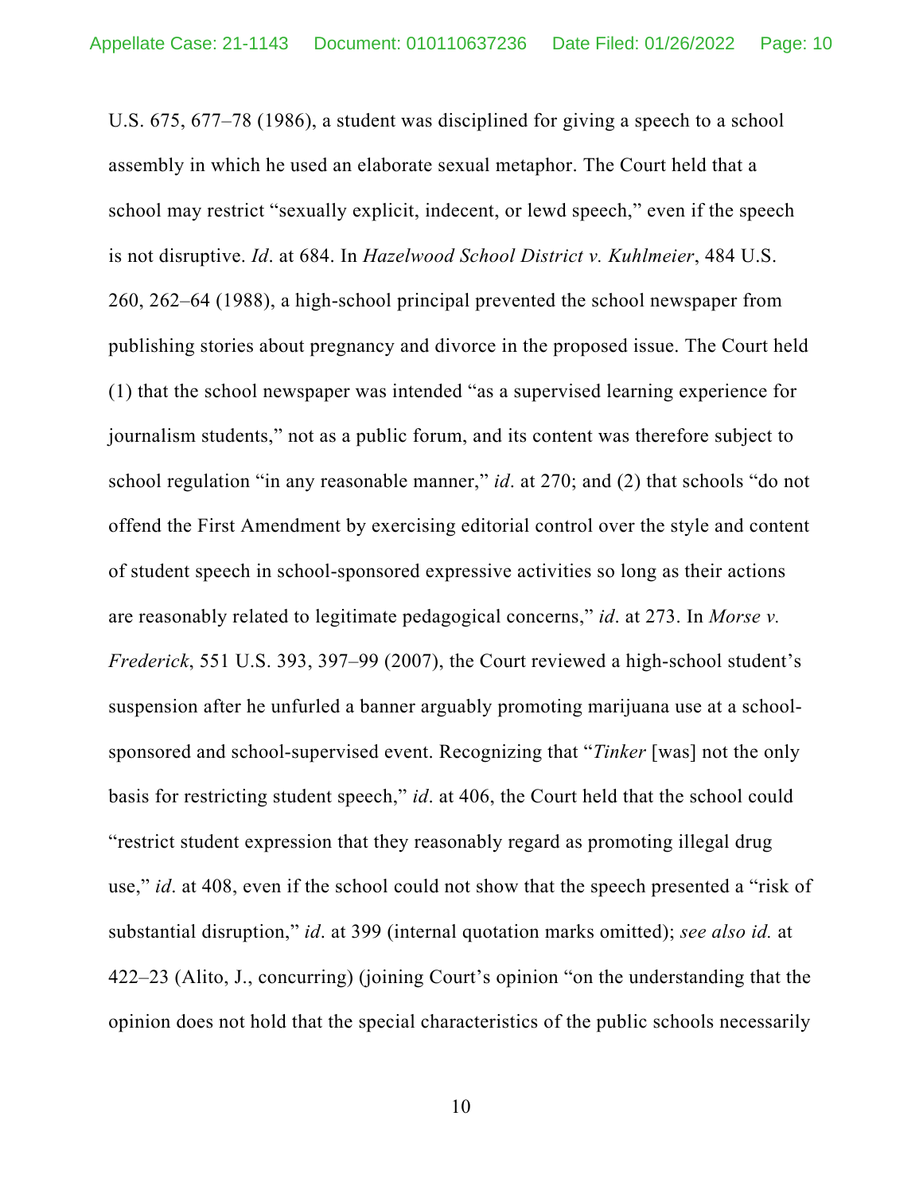U.S. 675, 677–78 (1986), a student was disciplined for giving a speech to a school assembly in which he used an elaborate sexual metaphor. The Court held that a school may restrict "sexually explicit, indecent, or lewd speech," even if the speech is not disruptive. *Id*. at 684. In *Hazelwood School District v. Kuhlmeier*, 484 U.S. 260, 262–64 (1988), a high-school principal prevented the school newspaper from publishing stories about pregnancy and divorce in the proposed issue. The Court held (1) that the school newspaper was intended "as a supervised learning experience for journalism students," not as a public forum, and its content was therefore subject to school regulation "in any reasonable manner," *id*. at 270; and (2) that schools "do not offend the First Amendment by exercising editorial control over the style and content of student speech in school-sponsored expressive activities so long as their actions are reasonably related to legitimate pedagogical concerns," *id*. at 273. In *Morse v. Frederick*, 551 U.S. 393, 397–99 (2007), the Court reviewed a high-school student's suspension after he unfurled a banner arguably promoting marijuana use at a school-sponsored and school-supervised event. Recognizing that "*Tinker* [was] not the only basis for restricting student speech," *id*. at 406, the Court held that the school could "restrict student expression that they reasonably regard as promoting illegal drug use," *id*. at 408, even if the school could not show that the speech presented a "risk of substantial disruption," *id*. at 399 (internal quotation marks omitted); *see also id.* at 422–23 (Alito, J., concurring) (joining Court's opinion "on the understanding that the opinion does not hold that the special characteristics of the public schools necessarily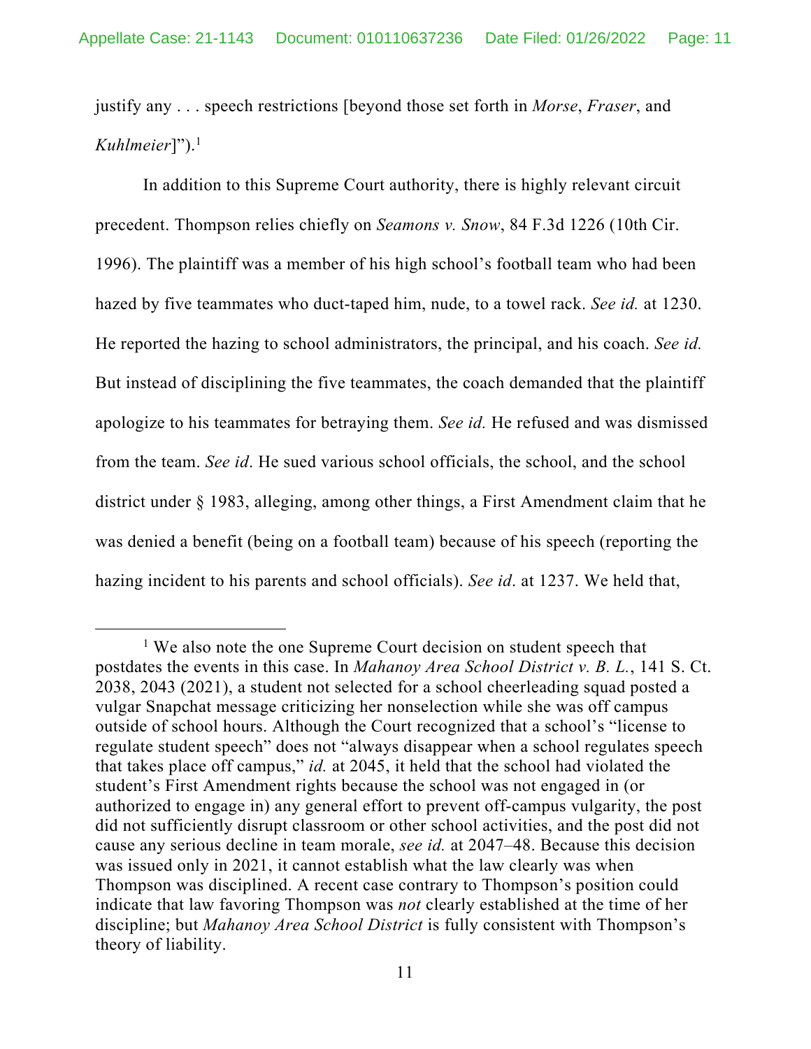justify any . . . speech restrictions [beyond those set forth in *Morse*, *Fraser*, and *Kuhlmeier*]").[1]

In addition to this Supreme Court authority, there is highly relevant circuit precedent. Thompson relies chiefly on *Seamons v. Snow*, 84 F.3d 1226 (10th Cir. 1996). The plaintiff was a member of his high school's football team who had been hazed by five teammates who duct-taped him, nude, to a towel rack. *See id.* at 1230. He reported the hazing to school administrators, the principal, and his coach. *See id.* But instead of disciplining the five teammates, the coach demanded that the plaintiff apologize to his teammates for betraying them. *See id.* He refused and was dismissed from the team. *See id*. He sued various school officials, the school, and the school district under § 1983, alleging, among other things, a First Amendment claim that he was denied a benefit (being on a football team) because of his speech (reporting the hazing incident to his parents and school officials). *See id*. at 1237. We held that,

---

[1] We also note the one Supreme Court decision on student speech that postdates the events in this case. In *Mahanoy Area School District v. B. L.*, 141 S. Ct. 2038, 2043 (2021), a student not selected for a school cheerleading squad posted a vulgar Snapchat message criticizing her nonselection while she was off campus outside of school hours. Although the Court recognized that a school's "license to regulate student speech" does not "always disappear when a school regulates speech that takes place off campus," *id.* at 2045, it held that the school had violated the student's First Amendment rights because the school was not engaged in (or authorized to engage in) any general effort to prevent off-campus vulgarity, the post did not sufficiently disrupt classroom or other school activities, and the post did not cause any serious decline in team morale, *see id.* at 2047–48. Because this decision was issued only in 2021, it cannot establish what the law clearly was when Thompson was disciplined. A recent case contrary to Thompson's position could indicate that law favoring Thompson was *not* clearly established at the time of her discipline; but *Mahanoy Area School District* is fully consistent with Thompson's theory of liability.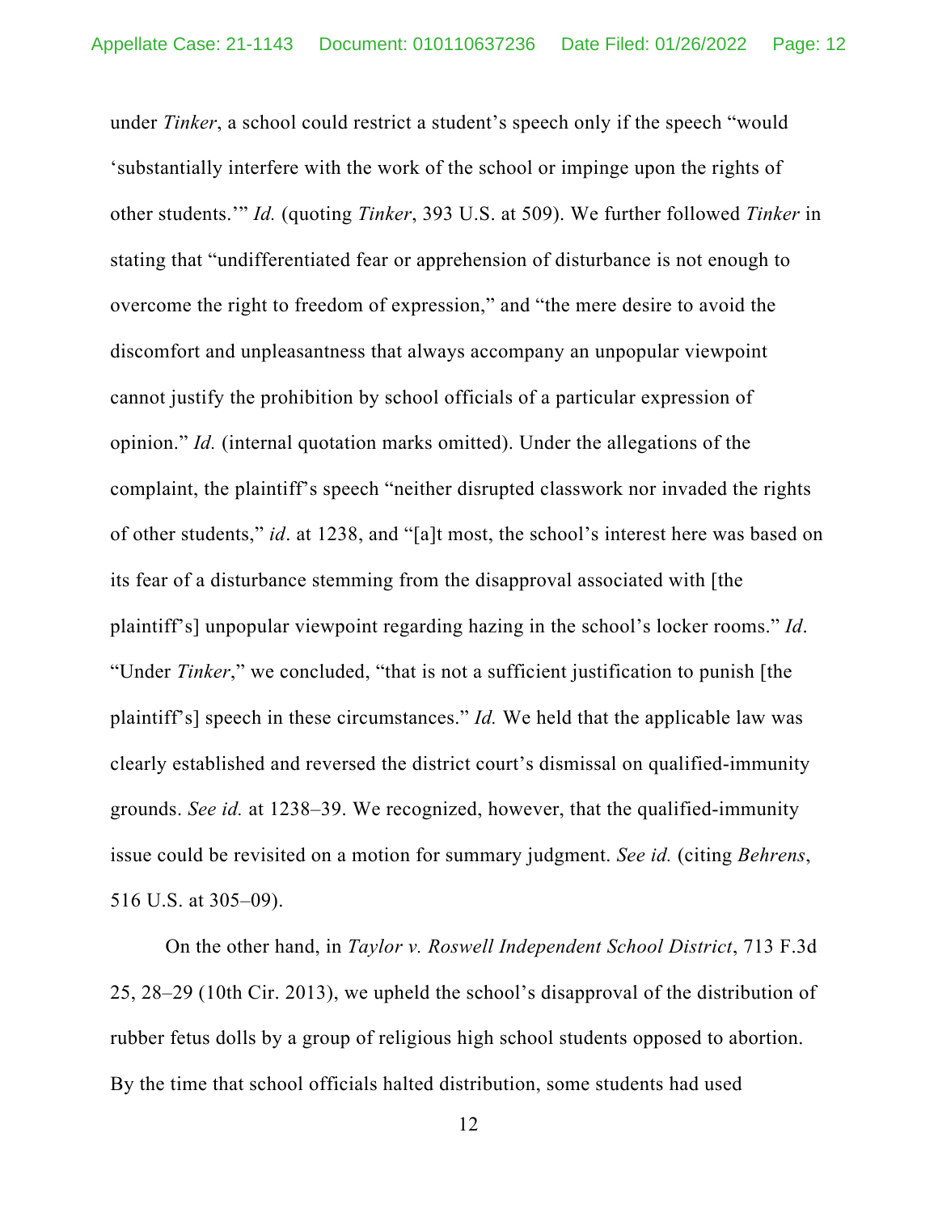under *Tinker*, a school could restrict a student's speech only if the speech "would 'substantially interfere with the work of the school or impinge upon the rights of other students.'" *Id.* (quoting *Tinker*, 393 U.S. at 509). We further followed *Tinker* in stating that "undifferentiated fear or apprehension of disturbance is not enough to overcome the right to freedom of expression," and "the mere desire to avoid the discomfort and unpleasantness that always accompany an unpopular viewpoint cannot justify the prohibition by school officials of a particular expression of opinion." *Id.* (internal quotation marks omitted). Under the allegations of the complaint, the plaintiff's speech "neither disrupted classwork nor invaded the rights of other students," *id*. at 1238, and "[a]t most, the school's interest here was based on its fear of a disturbance stemming from the disapproval associated with [the plaintiff's] unpopular viewpoint regarding hazing in the school's locker rooms." *Id*. "Under *Tinker*," we concluded, "that is not a sufficient justification to punish [the plaintiff's] speech in these circumstances." *Id.* We held that the applicable law was clearly established and reversed the district court's dismissal on qualified-immunity grounds. *See id.* at 1238–39. We recognized, however, that the qualified-immunity issue could be revisited on a motion for summary judgment. *See id.* (citing *Behrens*, 516 U.S. at 305–09).

On the other hand, in *Taylor v. Roswell Independent School District*, 713 F.3d 25, 28–29 (10th Cir. 2013), we upheld the school's disapproval of the distribution of rubber fetus dolls by a group of religious high school students opposed to abortion. By the time that school officials halted distribution, some students had used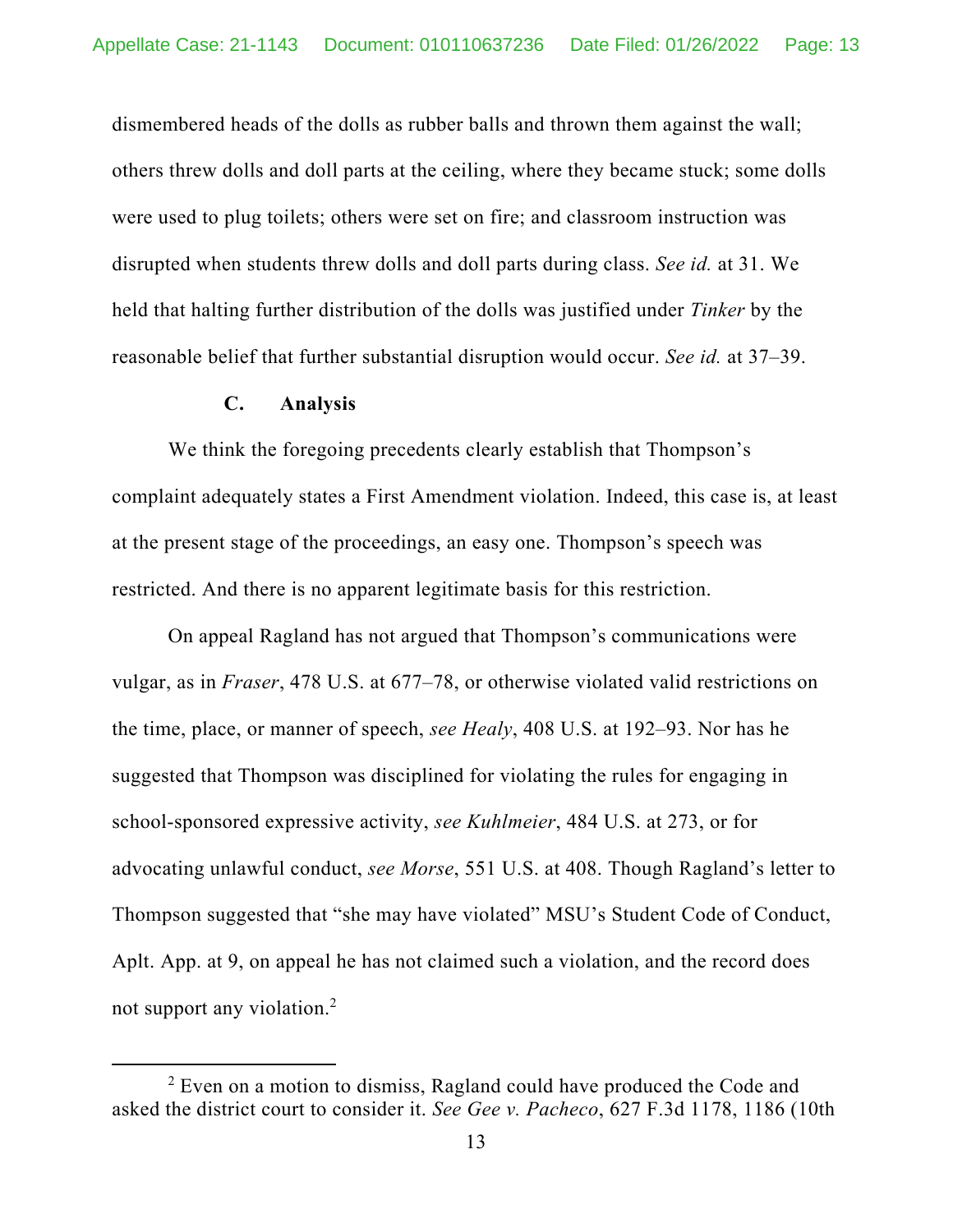dismembered heads of the dolls as rubber balls and thrown them against the wall; others threw dolls and doll parts at the ceiling, where they became stuck; some dolls were used to plug toilets; others were set on fire; and classroom instruction was disrupted when students threw dolls and doll parts during class. *See id.* at 31. We held that halting further distribution of the dolls was justified under *Tinker* by the reasonable belief that further substantial disruption would occur. *See id.* at 37–39.

### C. Analysis

We think the foregoing precedents clearly establish that Thompson's complaint adequately states a First Amendment violation. Indeed, this case is, at least at the present stage of the proceedings, an easy one. Thompson's speech was restricted. And there is no apparent legitimate basis for this restriction.

On appeal Ragland has not argued that Thompson's communications were vulgar, as in *Fraser*, 478 U.S. at 677–78, or otherwise violated valid restrictions on the time, place, or manner of speech, *see Healy*, 408 U.S. at 192–93. Nor has he suggested that Thompson was disciplined for violating the rules for engaging in school-sponsored expressive activity, *see Kuhlmeier*, 484 U.S. at 273, or for advocating unlawful conduct, *see Morse*, 551 U.S. at 408. Though Ragland's letter to Thompson suggested that "she may have violated" MSU's Student Code of Conduct, Aplt. App. at 9, on appeal he has not claimed such a violation, and the record does not support any violation.[2]

[2] Even on a motion to dismiss, Ragland could have produced the Code and asked the district court to consider it. *See Gee v. Pacheco*, 627 F.3d 1178, 1186 (10th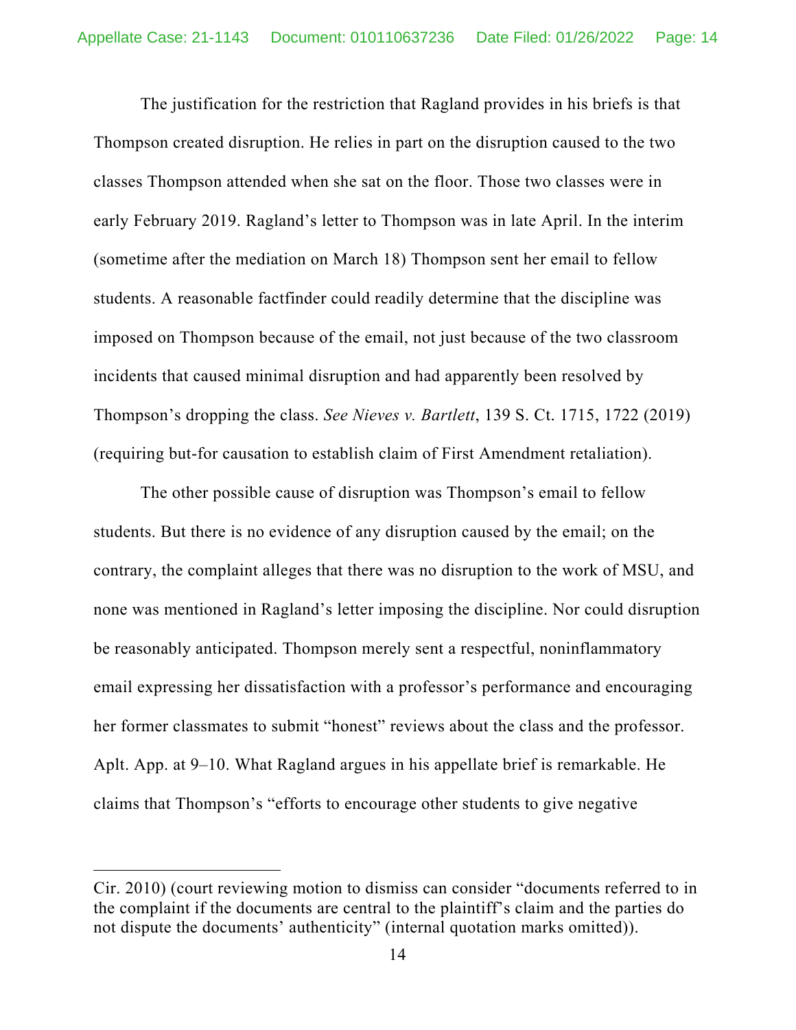The justification for the restriction that Ragland provides in his briefs is that Thompson created disruption. He relies in part on the disruption caused to the two classes Thompson attended when she sat on the floor. Those two classes were in early February 2019. Ragland's letter to Thompson was in late April. In the interim (sometime after the mediation on March 18) Thompson sent her email to fellow students. A reasonable factfinder could readily determine that the discipline was imposed on Thompson because of the email, not just because of the two classroom incidents that caused minimal disruption and had apparently been resolved by Thompson's dropping the class. *See Nieves v. Bartlett*, 139 S. Ct. 1715, 1722 (2019) (requiring but-for causation to establish claim of First Amendment retaliation).

The other possible cause of disruption was Thompson's email to fellow students. But there is no evidence of any disruption caused by the email; on the contrary, the complaint alleges that there was no disruption to the work of MSU, and none was mentioned in Ragland's letter imposing the discipline. Nor could disruption be reasonably anticipated. Thompson merely sent a respectful, noninflammatory email expressing her dissatisfaction with a professor's performance and encouraging her former classmates to submit "honest" reviews about the class and the professor. Aplt. App. at 9–10. What Ragland argues in his appellate brief is remarkable. He claims that Thompson's "efforts to encourage other students to give negative

---

Cir. 2010) (court reviewing motion to dismiss can consider "documents referred to in the complaint if the documents are central to the plaintiff's claim and the parties do not dispute the documents' authenticity" (internal quotation marks omitted)).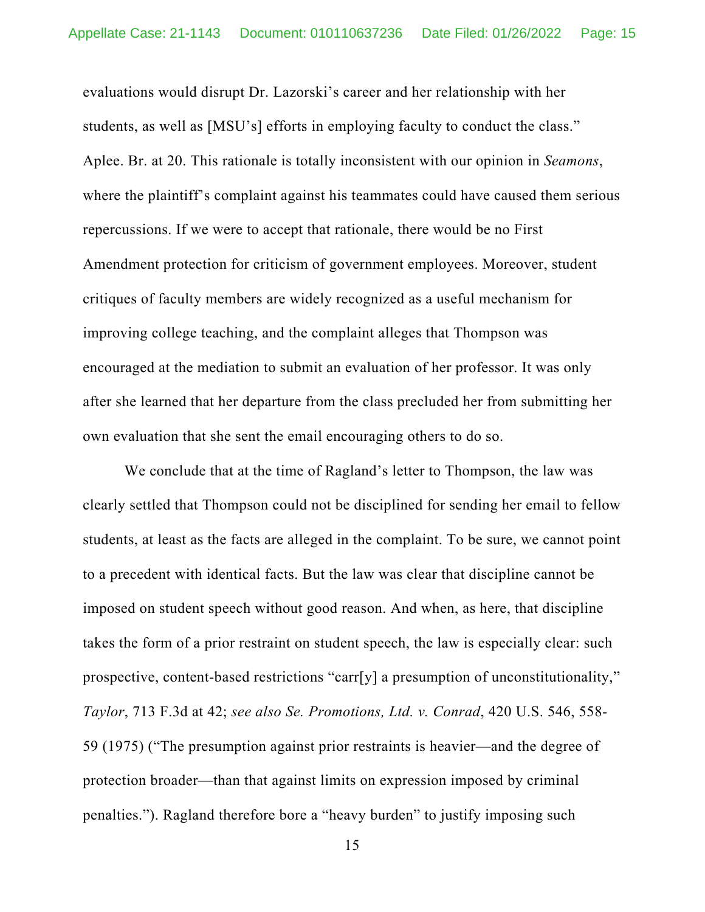evaluations would disrupt Dr. Lazorski's career and her relationship with her students, as well as [MSU's] efforts in employing faculty to conduct the class." Aplee. Br. at 20. This rationale is totally inconsistent with our opinion in *Seamons*, where the plaintiff's complaint against his teammates could have caused them serious repercussions. If we were to accept that rationale, there would be no First Amendment protection for criticism of government employees. Moreover, student critiques of faculty members are widely recognized as a useful mechanism for improving college teaching, and the complaint alleges that Thompson was encouraged at the mediation to submit an evaluation of her professor. It was only after she learned that her departure from the class precluded her from submitting her own evaluation that she sent the email encouraging others to do so.

We conclude that at the time of Ragland's letter to Thompson, the law was clearly settled that Thompson could not be disciplined for sending her email to fellow students, at least as the facts are alleged in the complaint. To be sure, we cannot point to a precedent with identical facts. But the law was clear that discipline cannot be imposed on student speech without good reason. And when, as here, that discipline takes the form of a prior restraint on student speech, the law is especially clear: such prospective, content-based restrictions "carr[y] a presumption of unconstitutionality," *Taylor*, 713 F.3d at 42; *see also Se. Promotions, Ltd. v. Conrad*, 420 U.S. 546, 558-59 (1975) ("The presumption against prior restraints is heavier—and the degree of protection broader—than that against limits on expression imposed by criminal penalties."). Ragland therefore bore a "heavy burden" to justify imposing such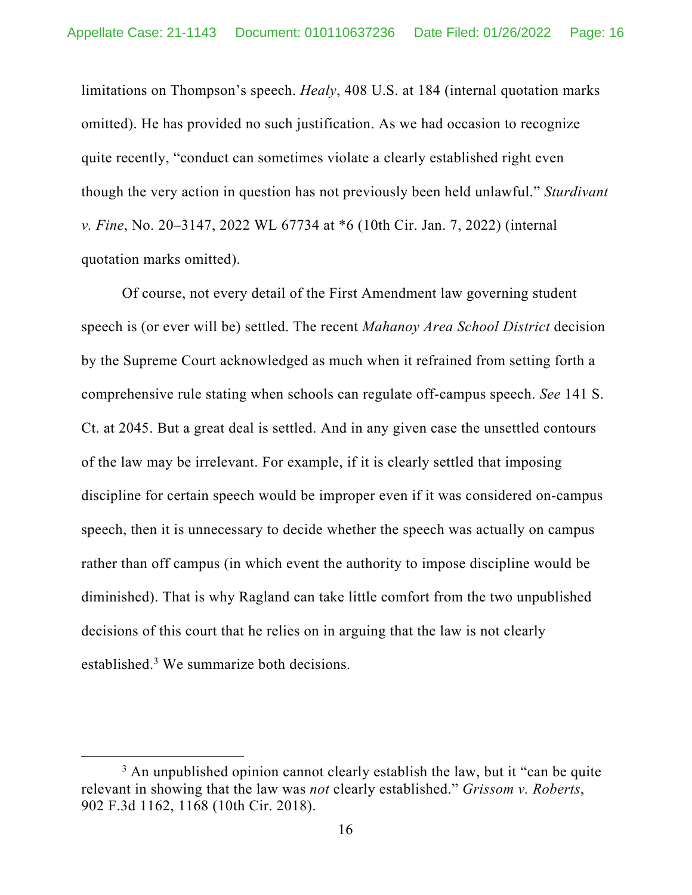limitations on Thompson's speech. *Healy*, 408 U.S. at 184 (internal quotation marks omitted). He has provided no such justification. As we had occasion to recognize quite recently, "conduct can sometimes violate a clearly established right even though the very action in question has not previously been held unlawful." *Sturdivant v. Fine*, No. 20–3147, 2022 WL 67734 at *6 (10th Cir. Jan. 7, 2022) (internal quotation marks omitted).

Of course, not every detail of the First Amendment law governing student speech is (or ever will be) settled. The recent *Mahanoy Area School District* decision by the Supreme Court acknowledged as much when it refrained from setting forth a comprehensive rule stating when schools can regulate off-campus speech. *See* 141 S. Ct. at 2045. But a great deal is settled. And in any given case the unsettled contours of the law may be irrelevant. For example, if it is clearly settled that imposing discipline for certain speech would be improper even if it was considered on-campus speech, then it is unnecessary to decide whether the speech was actually on campus rather than off campus (in which event the authority to impose discipline would be diminished). That is why Ragland can take little comfort from the two unpublished decisions of this court that he relies on in arguing that the law is not clearly established.[3] We summarize both decisions.

[3] An unpublished opinion cannot clearly establish the law, but it "can be quite relevant in showing that the law was *not* clearly established." *Grissom v. Roberts*, 902 F.3d 1162, 1168 (10th Cir. 2018).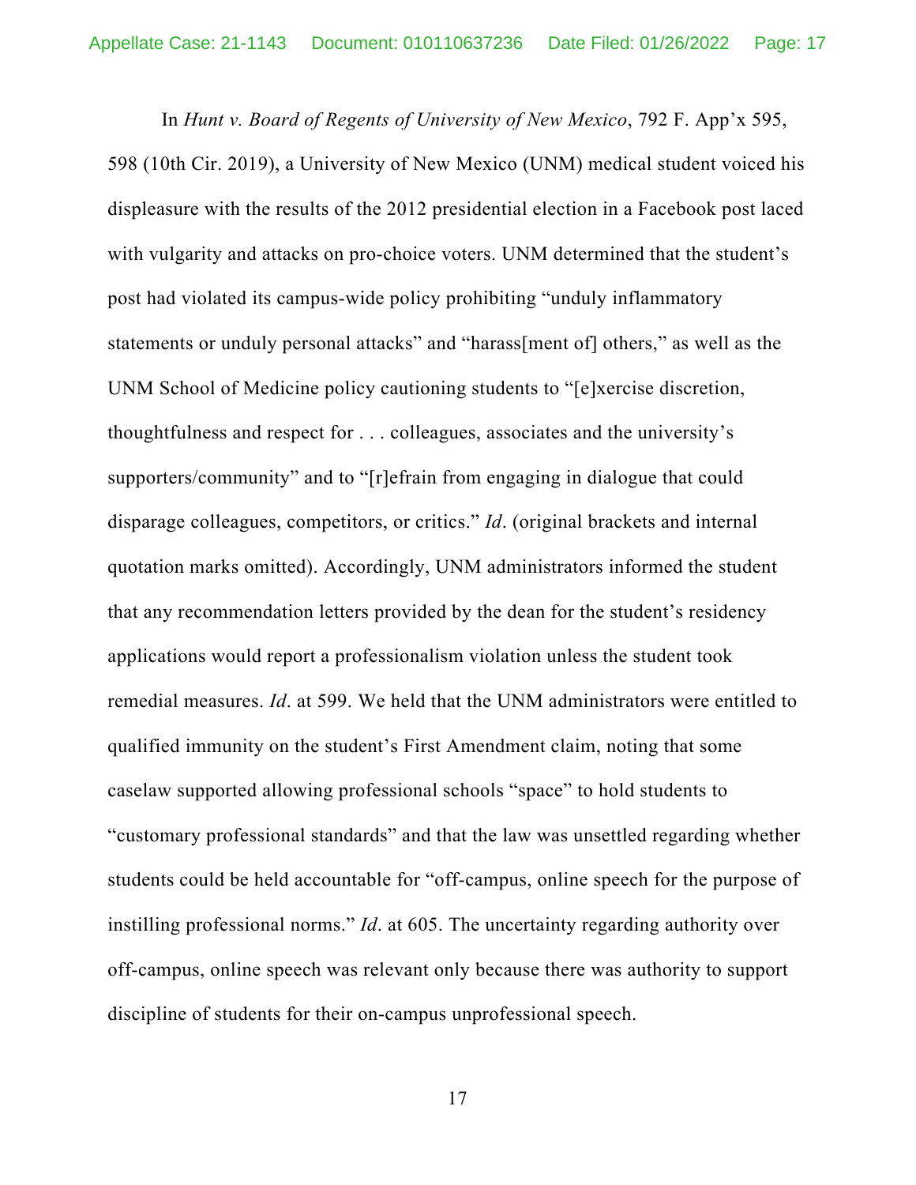In *Hunt v. Board of Regents of University of New Mexico*, 792 F. App'x 595, 598 (10th Cir. 2019), a University of New Mexico (UNM) medical student voiced his displeasure with the results of the 2012 presidential election in a Facebook post laced with vulgarity and attacks on pro-choice voters. UNM determined that the student's post had violated its campus-wide policy prohibiting "unduly inflammatory statements or unduly personal attacks" and "harass[ment of] others," as well as the UNM School of Medicine policy cautioning students to "[e]xercise discretion, thoughtfulness and respect for . . . colleagues, associates and the university's supporters/community" and to "[r]efrain from engaging in dialogue that could disparage colleagues, competitors, or critics." *Id*. (original brackets and internal quotation marks omitted). Accordingly, UNM administrators informed the student that any recommendation letters provided by the dean for the student's residency applications would report a professionalism violation unless the student took remedial measures. *Id*. at 599. We held that the UNM administrators were entitled to qualified immunity on the student's First Amendment claim, noting that some caselaw supported allowing professional schools "space" to hold students to "customary professional standards" and that the law was unsettled regarding whether students could be held accountable for "off-campus, online speech for the purpose of instilling professional norms." *Id*. at 605. The uncertainty regarding authority over off-campus, online speech was relevant only because there was authority to support discipline of students for their on-campus unprofessional speech.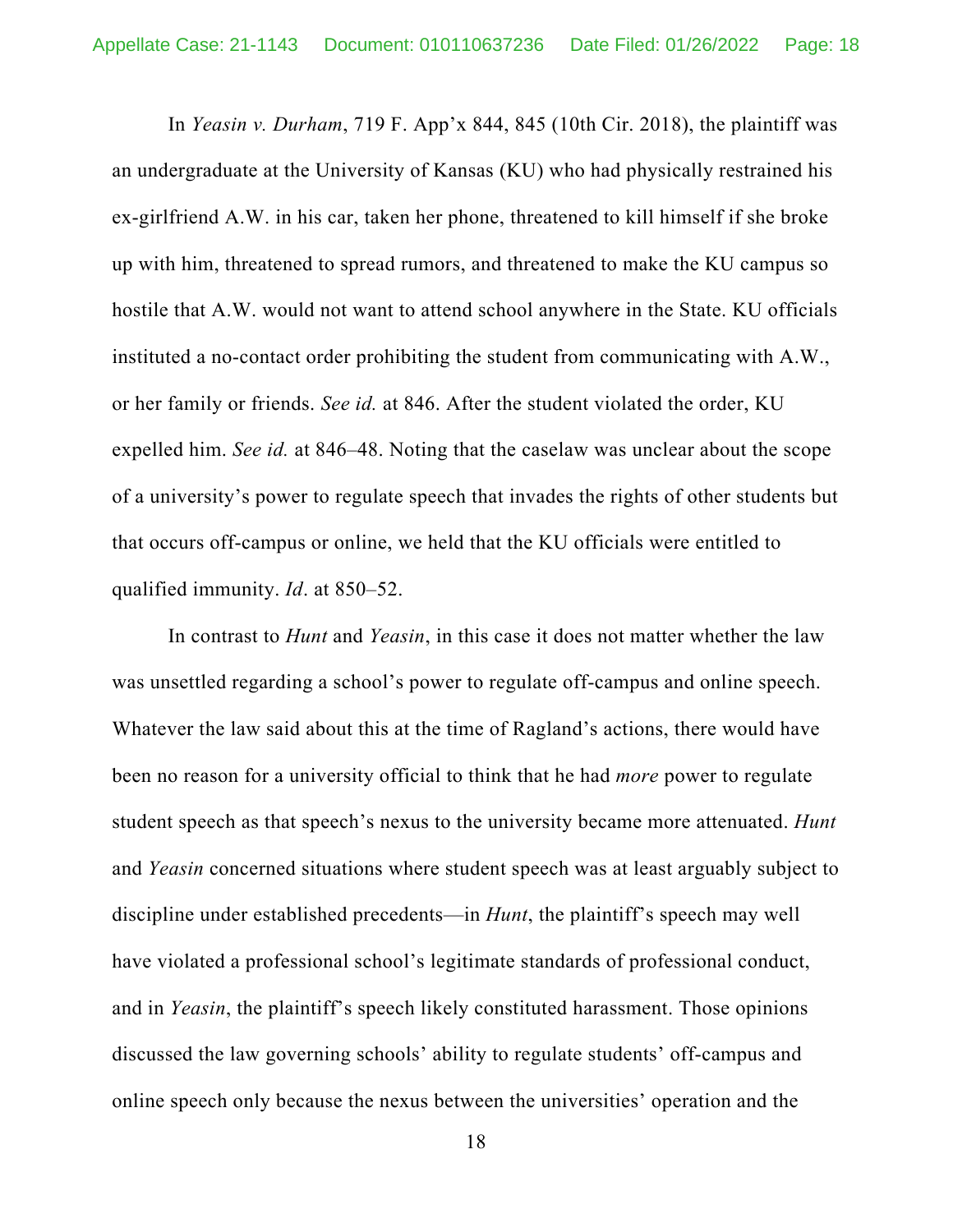In *Yeasin v. Durham*, 719 F. App'x 844, 845 (10th Cir. 2018), the plaintiff was an undergraduate at the University of Kansas (KU) who had physically restrained his ex-girlfriend A.W. in his car, taken her phone, threatened to kill himself if she broke up with him, threatened to spread rumors, and threatened to make the KU campus so hostile that A.W. would not want to attend school anywhere in the State. KU officials instituted a no-contact order prohibiting the student from communicating with A.W., or her family or friends. *See id.* at 846. After the student violated the order, KU expelled him. *See id.* at 846–48. Noting that the caselaw was unclear about the scope of a university's power to regulate speech that invades the rights of other students but that occurs off-campus or online, we held that the KU officials were entitled to qualified immunity. *Id*. at 850–52.

In contrast to *Hunt* and *Yeasin*, in this case it does not matter whether the law was unsettled regarding a school's power to regulate off-campus and online speech. Whatever the law said about this at the time of Ragland's actions, there would have been no reason for a university official to think that he had *more* power to regulate student speech as that speech's nexus to the university became more attenuated. *Hunt* and *Yeasin* concerned situations where student speech was at least arguably subject to discipline under established precedents—in *Hunt*, the plaintiff's speech may well have violated a professional school's legitimate standards of professional conduct, and in *Yeasin*, the plaintiff's speech likely constituted harassment. Those opinions discussed the law governing schools' ability to regulate students' off-campus and online speech only because the nexus between the universities' operation and the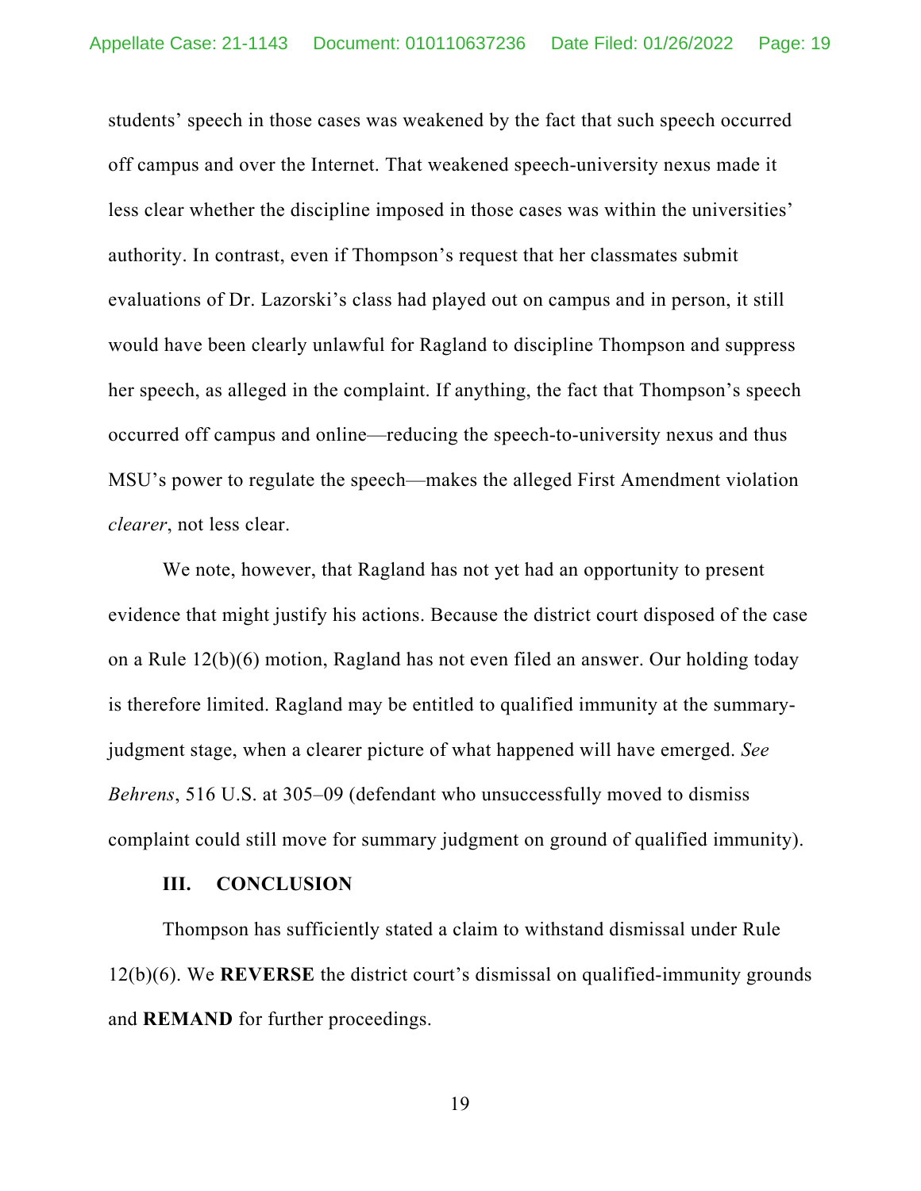students' speech in those cases was weakened by the fact that such speech occurred off campus and over the Internet. That weakened speech-university nexus made it less clear whether the discipline imposed in those cases was within the universities' authority. In contrast, even if Thompson's request that her classmates submit evaluations of Dr. Lazorski's class had played out on campus and in person, it still would have been clearly unlawful for Ragland to discipline Thompson and suppress her speech, as alleged in the complaint. If anything, the fact that Thompson's speech occurred off campus and online—reducing the speech-to-university nexus and thus MSU's power to regulate the speech—makes the alleged First Amendment violation *clearer*, not less clear.

We note, however, that Ragland has not yet had an opportunity to present evidence that might justify his actions. Because the district court disposed of the case on a Rule 12(b)(6) motion, Ragland has not even filed an answer. Our holding today is therefore limited. Ragland may be entitled to qualified immunity at the summary-judgment stage, when a clearer picture of what happened will have emerged. *See Behrens*, 516 U.S. at 305–09 (defendant who unsuccessfully moved to dismiss complaint could still move for summary judgment on ground of qualified immunity).

## III. CONCLUSION

Thompson has sufficiently stated a claim to withstand dismissal under Rule 12(b)(6). We **REVERSE** the district court's dismissal on qualified-immunity grounds and **REMAND** for further proceedings.